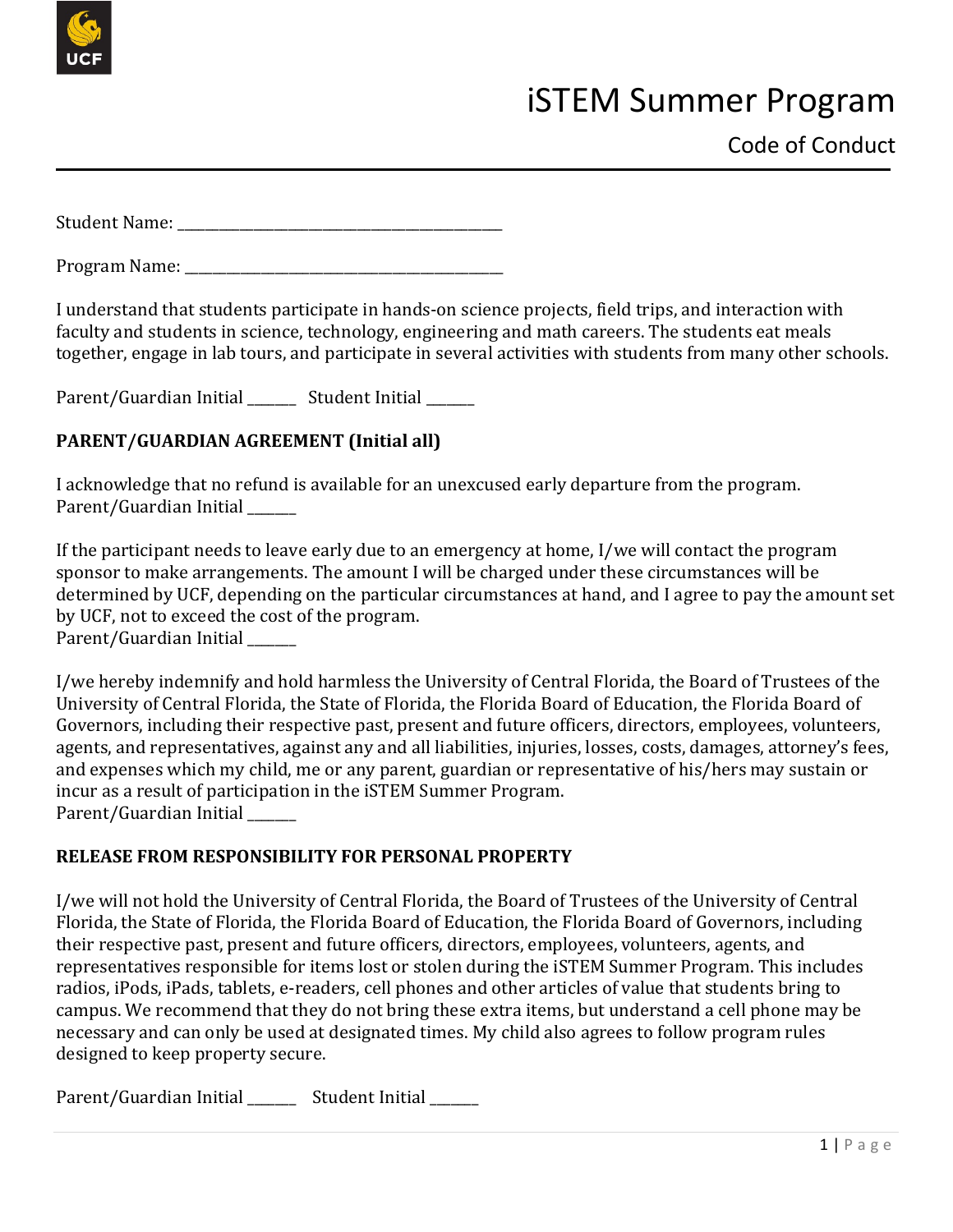# iSTEM Summer Program

## Code of Conduct

Student Name: ___________________________________________

Program Name: __________________________________________

I understand that students participate in hands-on science projects, field trips, and interaction with faculty and students in science, technology, engineering and math careers. The students eat meals together, engage in lab tours, and participate in several activities with students from many other schools.

Parent/Guardian Initial ______ Student Initial ______

**PARENT/GUARDIAN AGREEMENT (Initial all)**

I acknowledge that no refund is available for an unexcused early departure from the program.
Parent/Guardian Initial ______

If the participant needs to leave early due to an emergency at home, I/we will contact the program sponsor to make arrangements. The amount I will be charged under these circumstances will be determined by UCF, depending on the particular circumstances at hand, and I agree to pay the amount set by UCF, not to exceed the cost of the program.
Parent/Guardian Initial ______

I/we hereby indemnify and hold harmless the University of Central Florida, the Board of Trustees of the University of Central Florida, the State of Florida, the Florida Board of Education, the Florida Board of Governors, including their respective past, present and future officers, directors, employees, volunteers, agents, and representatives, against any and all liabilities, injuries, losses, costs, damages, attorney's fees, and expenses which my child, me or any parent, guardian or representative of his/hers may sustain or incur as a result of participation in the iSTEM Summer Program.
Parent/Guardian Initial ______

**RELEASE FROM RESPONSIBILITY FOR PERSONAL PROPERTY**

I/we will not hold the University of Central Florida, the Board of Trustees of the University of Central Florida, the State of Florida, the Florida Board of Education, the Florida Board of Governors, including their respective past, present and future officers, directors, employees, volunteers, agents, and representatives responsible for items lost or stolen during the iSTEM Summer Program. This includes radios, iPods, iPads, tablets, e-readers, cell phones and other articles of value that students bring to campus. We recommend that they do not bring these extra items, but understand a cell phone may be necessary and can only be used at designated times. My child also agrees to follow program rules designed to keep property secure.

Parent/Guardian Initial ______ Student Initial ______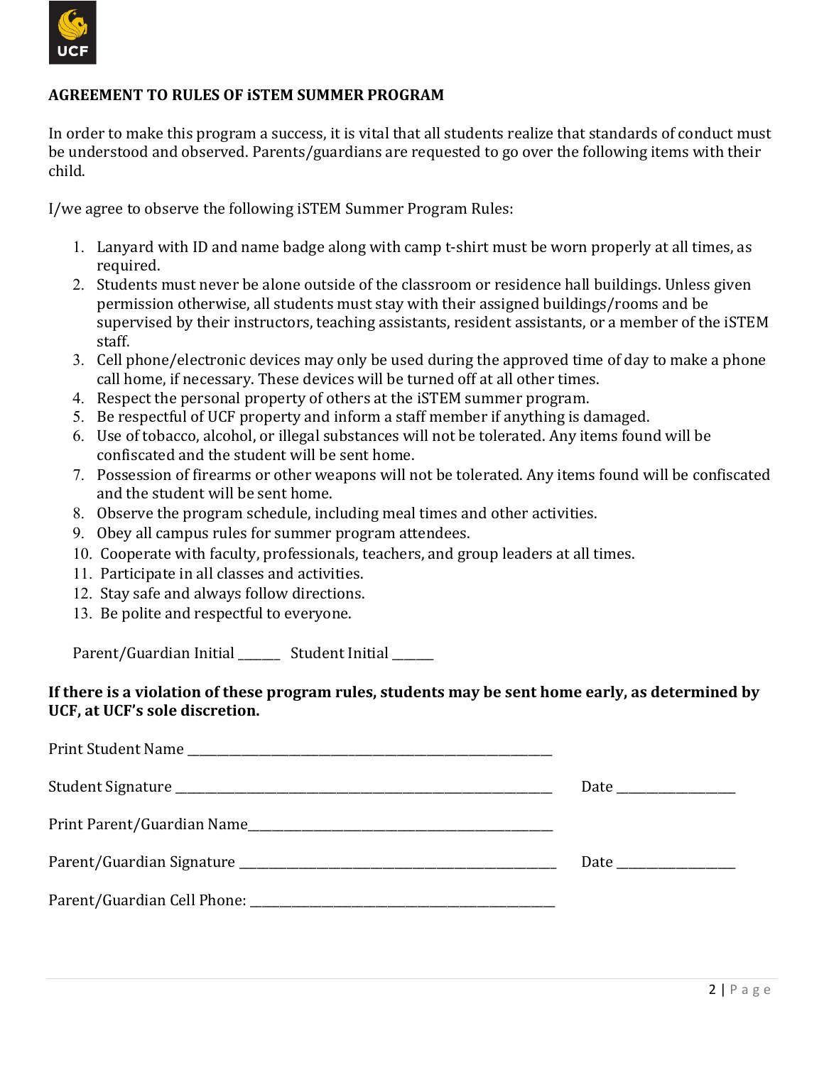**AGREEMENT TO RULES OF iSTEM SUMMER PROGRAM**

In order to make this program a success, it is vital that all students realize that standards of conduct must be understood and observed. Parents/guardians are requested to go over the following items with their child.

I/we agree to observe the following iSTEM Summer Program Rules:

1. Lanyard with ID and name badge along with camp t-shirt must be worn properly at all times, as required.
2. Students must never be alone outside of the classroom or residence hall buildings. Unless given permission otherwise, all students must stay with their assigned buildings/rooms and be supervised by their instructors, teaching assistants, resident assistants, or a member of the iSTEM staff.
3. Cell phone/electronic devices may only be used during the approved time of day to make a phone call home, if necessary. These devices will be turned off at all other times.
4. Respect the personal property of others at the iSTEM summer program.
5. Be respectful of UCF property and inform a staff member if anything is damaged.
6. Use of tobacco, alcohol, or illegal substances will not be tolerated. Any items found will be confiscated and the student will be sent home.
7. Possession of firearms or other weapons will not be tolerated. Any items found will be confiscated and the student will be sent home.
8. Observe the program schedule, including meal times and other activities.
9. Obey all campus rules for summer program attendees.
10. Cooperate with faculty, professionals, teachers, and group leaders at all times.
11. Participate in all classes and activities.
12. Stay safe and always follow directions.
13. Be polite and respectful to everyone.

Parent/Guardian Initial ______ Student Initial ______

**If there is a violation of these program rules, students may be sent home early, as determined by UCF, at UCF's sole discretion.**

Print Student Name ____________________________________________

Student Signature ____________________________________________ Date ______________

Print Parent/Guardian Name____________________________________

Parent/Guardian Signature ______________________________________ Date ______________

Parent/Guardian Cell Phone: ____________________________________